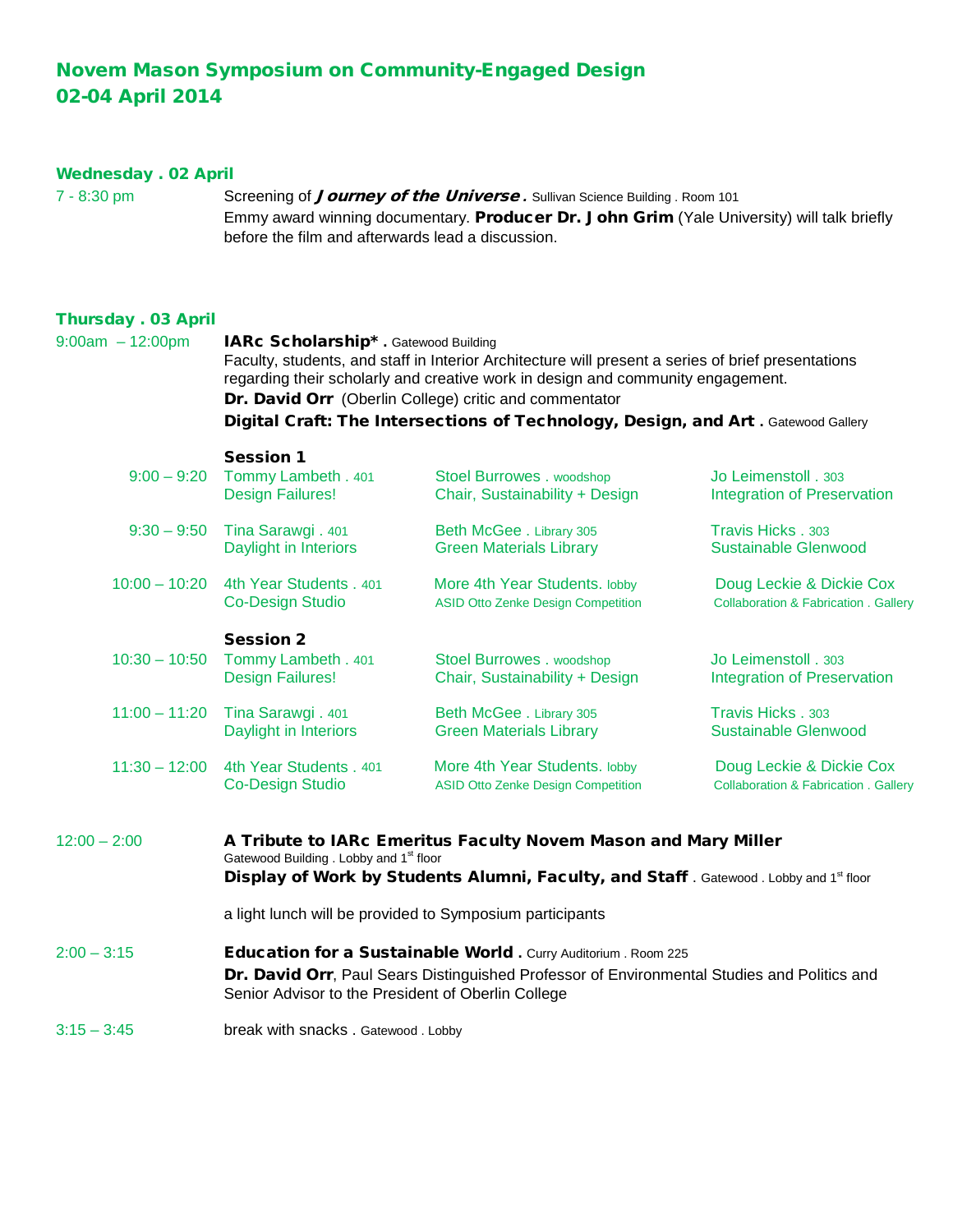# Novem Mason Symposium on Community-Engaged Design
# 02-04 April 2014

## Wednesday . 02 April

**7 - 8:30 pm**

Screening of ***Journey of the Universe*.** Sullivan Science Building . Room 101

Emmy award winning documentary. **Producer Dr. John Grim** (Yale University) will talk briefly before the film and afterwards lead a discussion.

## Thursday . 03 April

**9:00am – 12:00pm**

**IARc Scholarship\* .** Gatewood Building

Faculty, students, and staff in Interior Architecture will present a series of brief presentations regarding their scholarly and creative work in design and community engagement.

**Dr. David Orr** (Oberlin College) critic and commentator

**Digital Craft: The Intersections of Technology, Design, and Art .** Gatewood Gallery

### Session 1

| Time | | | |
|---|---|---|---|
| 9:00 – 9:20 | Tommy Lambeth . 401<br>Design Failures! | Stoel Burrowes . woodshop<br>Chair, Sustainability + Design | Jo Leimenstoll . 303<br>Integration of Preservation |
| 9:30 – 9:50 | Tina Sarawgi . 401<br>Daylight in Interiors | Beth McGee . Library 305<br>Green Materials Library | Travis Hicks . 303<br>Sustainable Glenwood |
| 10:00 – 10:20 | 4th Year Students . 401<br>Co-Design Studio | More 4th Year Students. lobby<br>ASID Otto Zenke Design Competition | Doug Leckie & Dickie Cox<br>Collaboration & Fabrication . Gallery |

### Session 2

| Time | | | |
|---|---|---|---|
| 10:30 – 10:50 | Tommy Lambeth . 401<br>Design Failures! | Stoel Burrowes . woodshop<br>Chair, Sustainability + Design | Jo Leimenstoll . 303<br>Integration of Preservation |
| 11:00 – 11:20 | Tina Sarawgi . 401<br>Daylight in Interiors | Beth McGee . Library 305<br>Green Materials Library | Travis Hicks . 303<br>Sustainable Glenwood |
| 11:30 – 12:00 | 4th Year Students . 401<br>Co-Design Studio | More 4th Year Students. lobby<br>ASID Otto Zenke Design Competition | Doug Leckie & Dickie Cox<br>Collaboration & Fabrication . Gallery |

**12:00 – 2:00**

**A Tribute to IARc Emeritus Faculty Novem Mason and Mary Miller**
Gatewood Building . Lobby and 1st floor

**Display of Work by Students Alumni, Faculty, and Staff** . Gatewood . Lobby and 1st floor

a light lunch will be provided to Symposium participants

**2:00 – 3:15**

**Education for a Sustainable World .** Curry Auditorium . Room 225

**Dr. David Orr**, Paul Sears Distinguished Professor of Environmental Studies and Politics and Senior Advisor to the President of Oberlin College

**3:15 – 3:45**

break with snacks . Gatewood . Lobby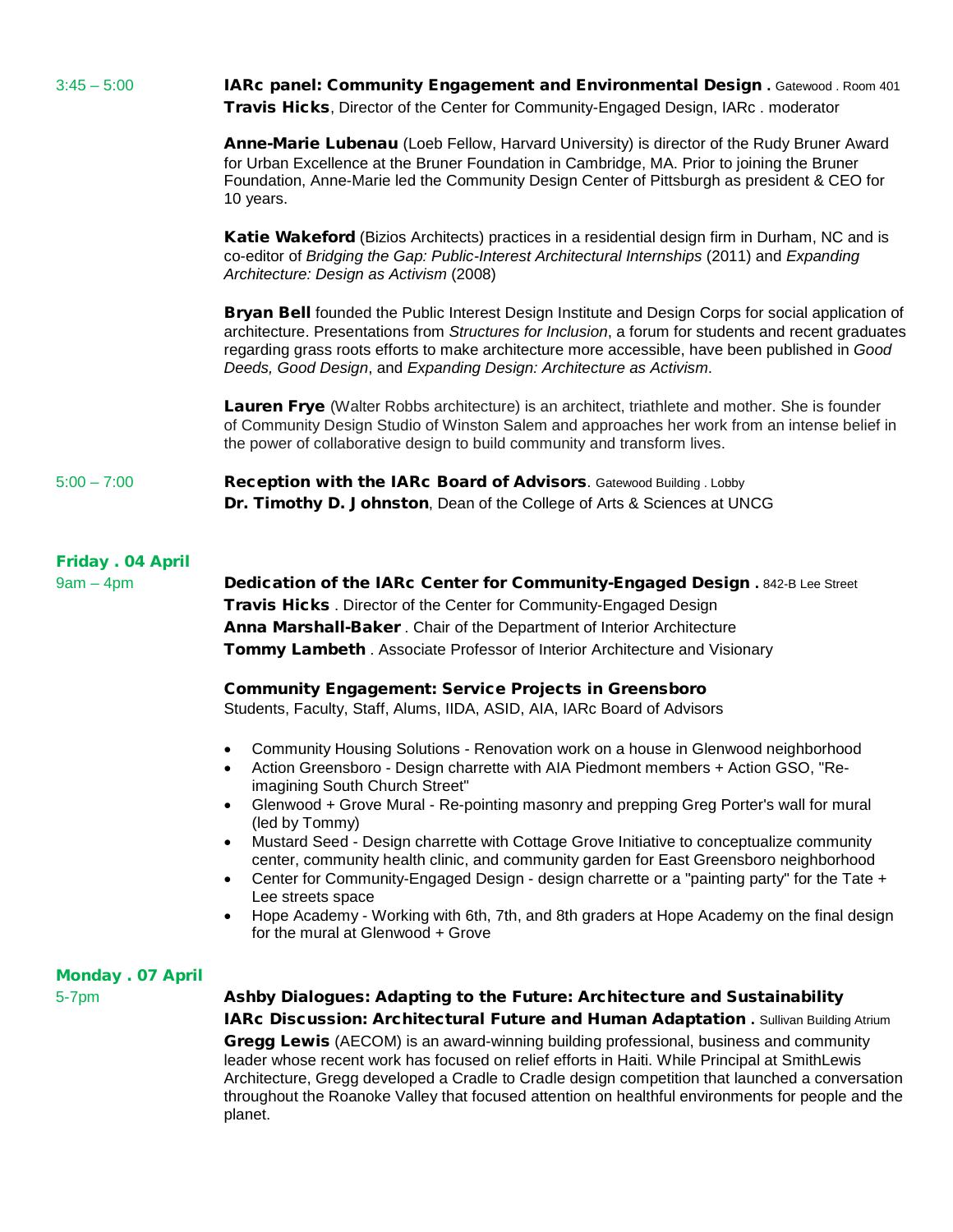3:45 – 5:00 **IARc panel: Community Engagement and Environmental Design .** Gatewood . Room 401
**Travis Hicks**, Director of the Center for Community-Engaged Design, IARc . moderator

**Anne-Marie Lubenau** (Loeb Fellow, Harvard University) is director of the Rudy Bruner Award for Urban Excellence at the Bruner Foundation in Cambridge, MA. Prior to joining the Bruner Foundation, Anne-Marie led the Community Design Center of Pittsburgh as president & CEO for 10 years.

**Katie Wakeford** (Bizios Architects) practices in a residential design firm in Durham, NC and is co-editor of *Bridging the Gap: Public-Interest Architectural Internships* (2011) and *Expanding Architecture: Design as Activism* (2008)

**Bryan Bell** founded the Public Interest Design Institute and Design Corps for social application of architecture. Presentations from *Structures for Inclusion*, a forum for students and recent graduates regarding grass roots efforts to make architecture more accessible, have been published in *Good Deeds, Good Design*, and *Expanding Design: Architecture as Activism*.

**Lauren Frye** (Walter Robbs architecture) is an architect, triathlete and mother. She is founder of Community Design Studio of Winston Salem and approaches her work from an intense belief in the power of collaborative design to build community and transform lives.

5:00 – 7:00 **Reception with the IARc Board of Advisors**. Gatewood Building . Lobby
**Dr. Timothy D. Johnston**, Dean of the College of Arts & Sciences at UNCG

## Friday . 04 April

9am – 4pm **Dedication of the IARc Center for Community-Engaged Design .** 842-B Lee Street
**Travis Hicks** . Director of the Center for Community-Engaged Design
**Anna Marshall-Baker** . Chair of the Department of Interior Architecture
**Tommy Lambeth** . Associate Professor of Interior Architecture and Visionary

**Community Engagement: Service Projects in Greensboro**
Students, Faculty, Staff, Alums, IIDA, ASID, AIA, IARc Board of Advisors

- Community Housing Solutions - Renovation work on a house in Glenwood neighborhood
- Action Greensboro - Design charrette with AIA Piedmont members + Action GSO, "Re-imagining South Church Street"
- Glenwood + Grove Mural - Re-pointing masonry and prepping Greg Porter's wall for mural (led by Tommy)
- Mustard Seed - Design charrette with Cottage Grove Initiative to conceptualize community center, community health clinic, and community garden for East Greensboro neighborhood
- Center for Community-Engaged Design - design charrette or a "painting party" for the Tate + Lee streets space
- Hope Academy - Working with 6th, 7th, and 8th graders at Hope Academy on the final design for the mural at Glenwood + Grove

## Monday . 07 April

5-7pm **Ashby Dialogues: Adapting to the Future: Architecture and Sustainability**
**IARc Discussion: Architectural Future and Human Adaptation .** Sullivan Building Atrium
**Gregg Lewis** (AECOM) is an award-winning building professional, business and community leader whose recent work has focused on relief efforts in Haiti. While Principal at SmithLewis Architecture, Gregg developed a Cradle to Cradle design competition that launched a conversation throughout the Roanoke Valley that focused attention on healthful environments for people and the planet.